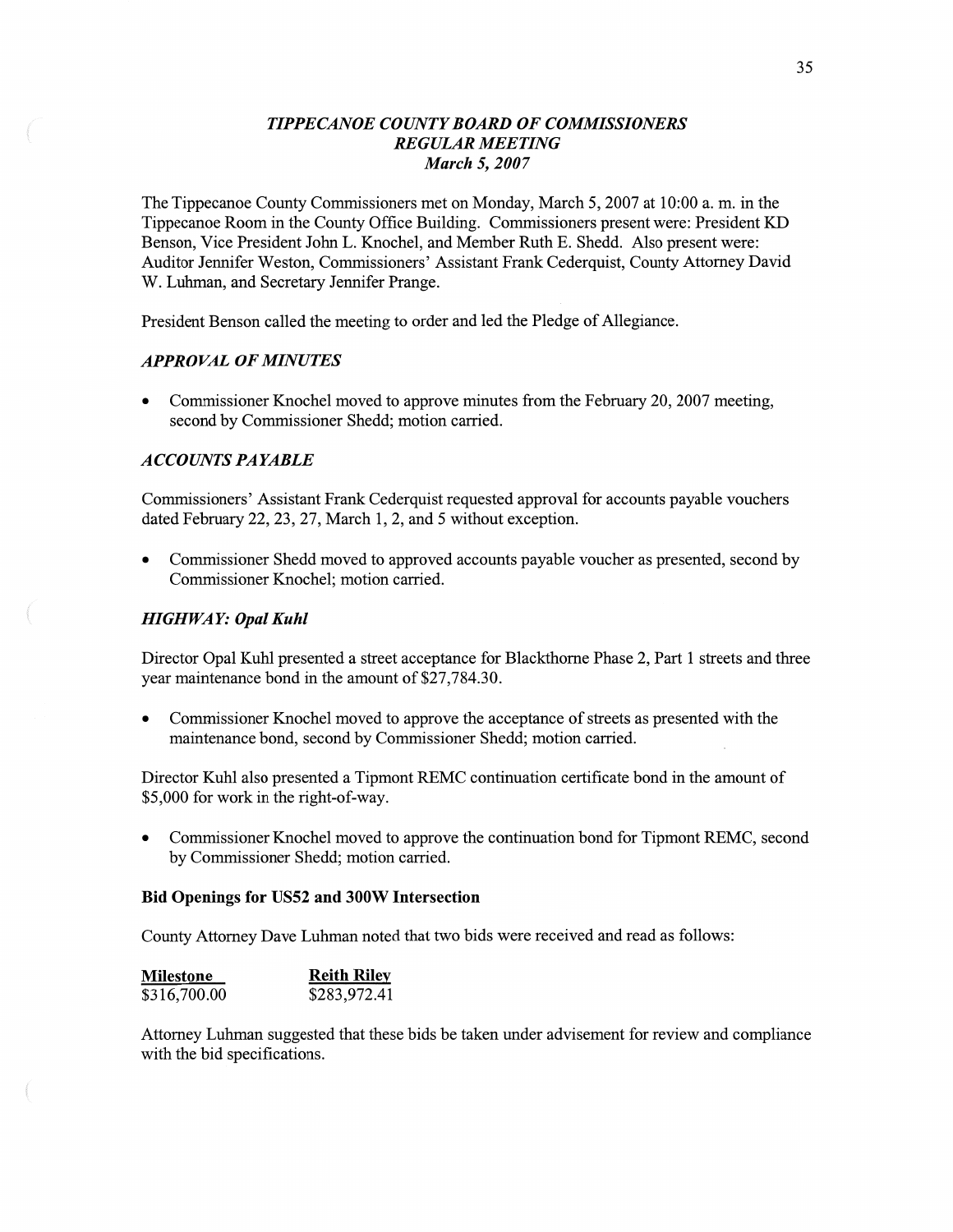# *TIPPECANOE COUNTY BOARD OF COMMISSIONERS*
## *REGULAR MEETING*
### *March 5, 2007*

The Tippecanoe County Commissioners met on Monday, March 5, 2007 at 10:00 a. m. in the Tippecanoe Room in the County Office Building. Commissioners present were: President KD Benson, Vice President John L. Knochel, and Member Ruth E. Shedd. Also present were: Auditor Jennifer Weston, Commissioners' Assistant Frank Cederquist, County Attorney David W. Luhman, and Secretary Jennifer Prange.

President Benson called the meeting to order and led the Pledge of Allegiance.

### *APPROVAL OF MINUTES*

- Commissioner Knochel moved to approve minutes from the February 20, 2007 meeting, second by Commissioner Shedd; motion carried.

### *ACCOUNTS PAYABLE*

Commissioners' Assistant Frank Cederquist requested approval for accounts payable vouchers dated February 22, 23, 27, March 1, 2, and 5 without exception.

- Commissioner Shedd moved to approved accounts payable voucher as presented, second by Commissioner Knochel; motion carried.

### *HIGHWAY: Opal Kuhl*

Director Opal Kuhl presented a street acceptance for Blackthorne Phase 2, Part 1 streets and three year maintenance bond in the amount of $27,784.30.

- Commissioner Knochel moved to approve the acceptance of streets as presented with the maintenance bond, second by Commissioner Shedd; motion carried.

Director Kuhl also presented a Tipmont REMC continuation certificate bond in the amount of $5,000 for work in the right-of-way.

- Commissioner Knochel moved to approve the continuation bond for Tipmont REMC, second by Commissioner Shedd; motion carried.

#### **Bid Openings for US52 and 300W Intersection**

County Attorney Dave Luhman noted that two bids were received and read as follows:

| Milestone | Reith Riley |
|---|---|
| $316,700.00 | $283,972.41 |

Attorney Luhman suggested that these bids be taken under advisement for review and compliance with the bid specifications.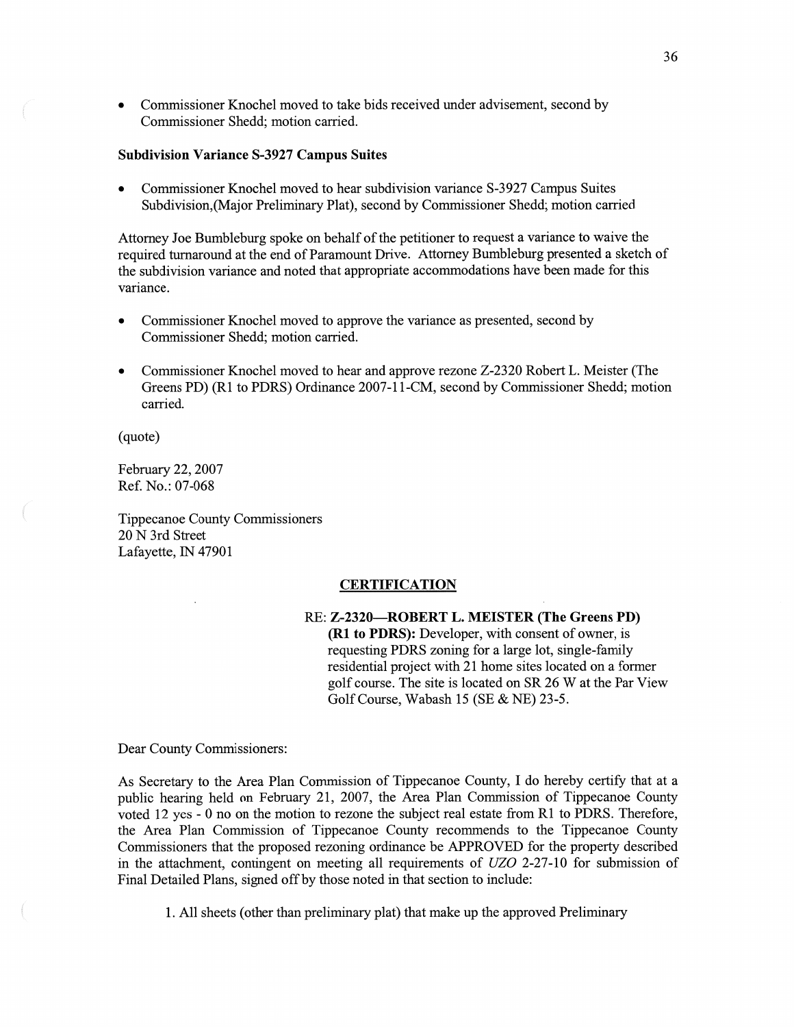- Commissioner Knochel moved to take bids received under advisement, second by Commissioner Shedd; motion carried.

**Subdivision Variance S-3927 Campus Suites**

- Commissioner Knochel moved to hear subdivision variance S-3927 Campus Suites Subdivision,(Major Preliminary Plat), second by Commissioner Shedd; motion carried

Attorney Joe Bumbleburg spoke on behalf of the petitioner to request a variance to waive the required turnaround at the end of Paramount Drive. Attorney Bumbleburg presented a sketch of the subdivision variance and noted that appropriate accommodations have been made for this variance.

- Commissioner Knochel moved to approve the variance as presented, second by Commissioner Shedd; motion carried.
- Commissioner Knochel moved to hear and approve rezone Z-2320 Robert L. Meister (The Greens PD) (R1 to PDRS) Ordinance 2007-11-CM, second by Commissioner Shedd; motion carried.

(quote)

February 22, 2007
Ref. No.: 07-068

Tippecanoe County Commissioners
20 N 3rd Street
Lafayette, IN 47901

**CERTIFICATION**

RE: **Z-2320—ROBERT L. MEISTER (The Greens PD) (R1 to PDRS):** Developer, with consent of owner, is requesting PDRS zoning for a large lot, single-family residential project with 21 home sites located on a former golf course. The site is located on SR 26 W at the Par View Golf Course, Wabash 15 (SE & NE) 23-5.

Dear County Commissioners:

As Secretary to the Area Plan Commission of Tippecanoe County, I do hereby certify that at a public hearing held on February 21, 2007, the Area Plan Commission of Tippecanoe County voted 12 yes - 0 no on the motion to rezone the subject real estate from R1 to PDRS. Therefore, the Area Plan Commission of Tippecanoe County recommends to the Tippecanoe County Commissioners that the proposed rezoning ordinance be APPROVED for the property described in the attachment, contingent on meeting all requirements of *UZO* 2-27-10 for submission of Final Detailed Plans, signed off by those noted in that section to include:

1. All sheets (other than preliminary plat) that make up the approved Preliminary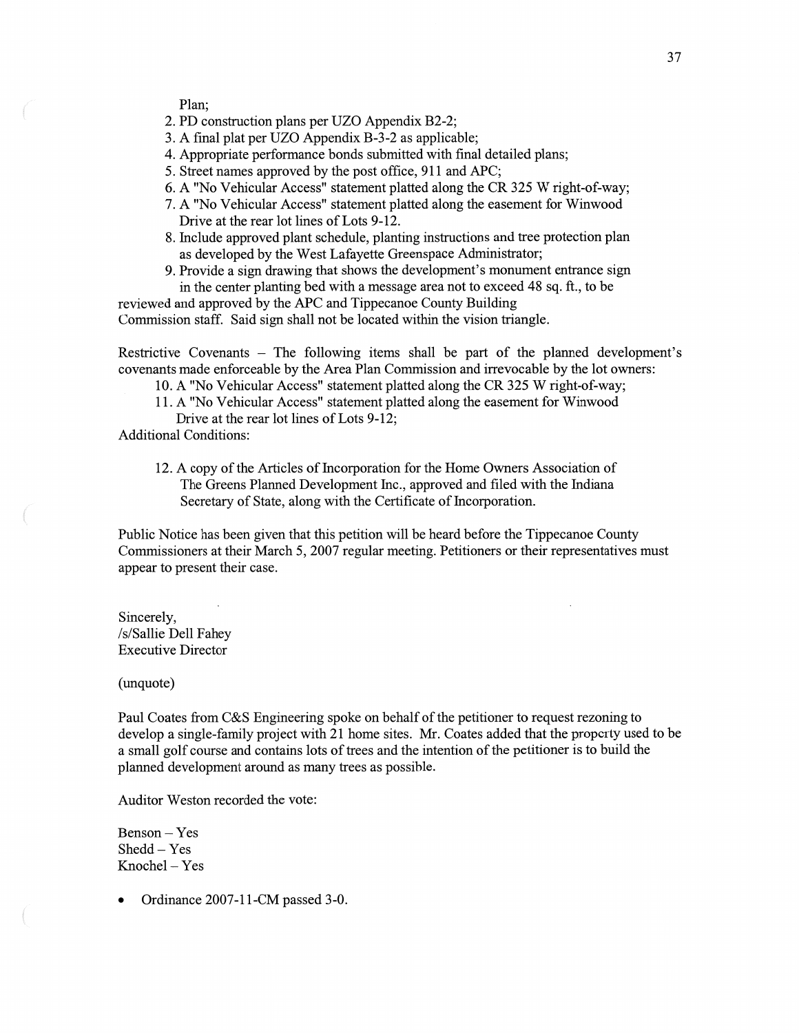Plan;

2. PD construction plans per UZO Appendix B2-2;
3. A final plat per UZO Appendix B-3-2 as applicable;
4. Appropriate performance bonds submitted with final detailed plans;
5. Street names approved by the post office, 911 and APC;
6. A "No Vehicular Access" statement platted along the CR 325 W right-of-way;
7. A "No Vehicular Access" statement platted along the easement for Winwood Drive at the rear lot lines of Lots 9-12.
8. Include approved plant schedule, planting instructions and tree protection plan as developed by the West Lafayette Greenspace Administrator;
9. Provide a sign drawing that shows the development's monument entrance sign in the center planting bed with a message area not to exceed 48 sq. ft., to be reviewed and approved by the APC and Tippecanoe County Building Commission staff. Said sign shall not be located within the vision triangle.

Restrictive Covenants – The following items shall be part of the planned development's covenants made enforceable by the Area Plan Commission and irrevocable by the lot owners:

10. A "No Vehicular Access" statement platted along the CR 325 W right-of-way;
11. A "No Vehicular Access" statement platted along the easement for Winwood Drive at the rear lot lines of Lots 9-12;

Additional Conditions:

12. A copy of the Articles of Incorporation for the Home Owners Association of The Greens Planned Development Inc., approved and filed with the Indiana Secretary of State, along with the Certificate of Incorporation.

Public Notice has been given that this petition will be heard before the Tippecanoe County Commissioners at their March 5, 2007 regular meeting. Petitioners or their representatives must appear to present their case.

Sincerely,
/s/Sallie Dell Fahey
Executive Director

(unquote)

Paul Coates from C&S Engineering spoke on behalf of the petitioner to request rezoning to develop a single-family project with 21 home sites. Mr. Coates added that the property used to be a small golf course and contains lots of trees and the intention of the petitioner is to build the planned development around as many trees as possible.

Auditor Weston recorded the vote:

Benson – Yes
Shedd – Yes
Knochel – Yes

- Ordinance 2007-11-CM passed 3-0.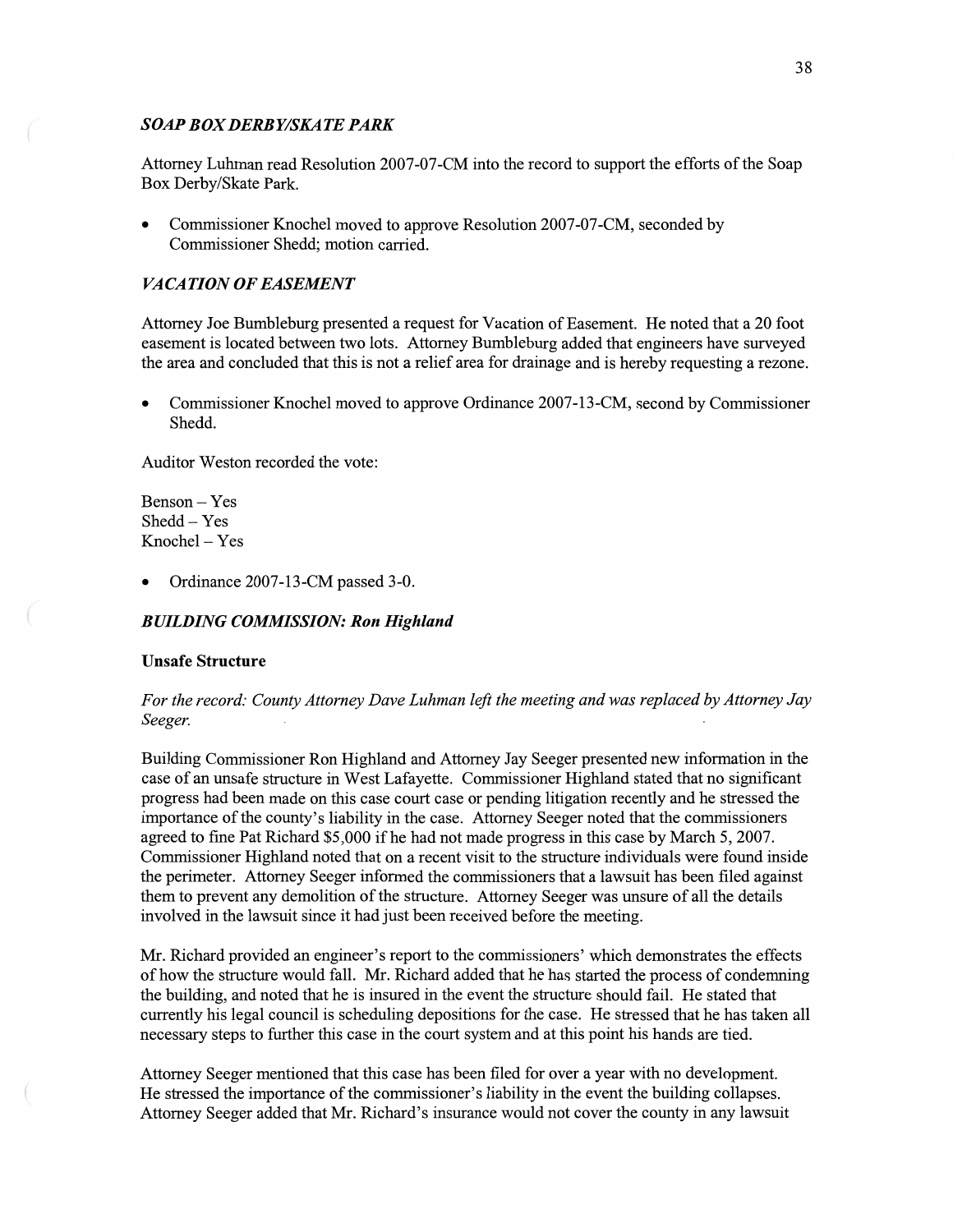### *SOAP BOX DERBY/SKATE PARK*

Attorney Luhman read Resolution 2007-07-CM into the record to support the efforts of the Soap Box Derby/Skate Park.

- Commissioner Knochel moved to approve Resolution 2007-07-CM, seconded by Commissioner Shedd; motion carried.

### *VACATION OF EASEMENT*

Attorney Joe Bumbleburg presented a request for Vacation of Easement. He noted that a 20 foot easement is located between two lots. Attorney Bumbleburg added that engineers have surveyed the area and concluded that this is not a relief area for drainage and is hereby requesting a rezone.

- Commissioner Knochel moved to approve Ordinance 2007-13-CM, second by Commissioner Shedd.

Auditor Weston recorded the vote:

Benson – Yes
Shedd – Yes
Knochel – Yes

- Ordinance 2007-13-CM passed 3-0.

### *BUILDING COMMISSION: Ron Highland*

**Unsafe Structure**

*For the record: County Attorney Dave Luhman left the meeting and was replaced by Attorney Jay Seeger.*

Building Commissioner Ron Highland and Attorney Jay Seeger presented new information in the case of an unsafe structure in West Lafayette. Commissioner Highland stated that no significant progress had been made on this case court case or pending litigation recently and he stressed the importance of the county's liability in the case. Attorney Seeger noted that the commissioners agreed to fine Pat Richard $5,000 if he had not made progress in this case by March 5, 2007. Commissioner Highland noted that on a recent visit to the structure individuals were found inside the perimeter. Attorney Seeger informed the commissioners that a lawsuit has been filed against them to prevent any demolition of the structure. Attorney Seeger was unsure of all the details involved in the lawsuit since it had just been received before the meeting.

Mr. Richard provided an engineer's report to the commissioners' which demonstrates the effects of how the structure would fall. Mr. Richard added that he has started the process of condemning the building, and noted that he is insured in the event the structure should fail. He stated that currently his legal council is scheduling depositions for the case. He stressed that he has taken all necessary steps to further this case in the court system and at this point his hands are tied.

Attorney Seeger mentioned that this case has been filed for over a year with no development. He stressed the importance of the commissioner's liability in the event the building collapses. Attorney Seeger added that Mr. Richard's insurance would not cover the county in any lawsuit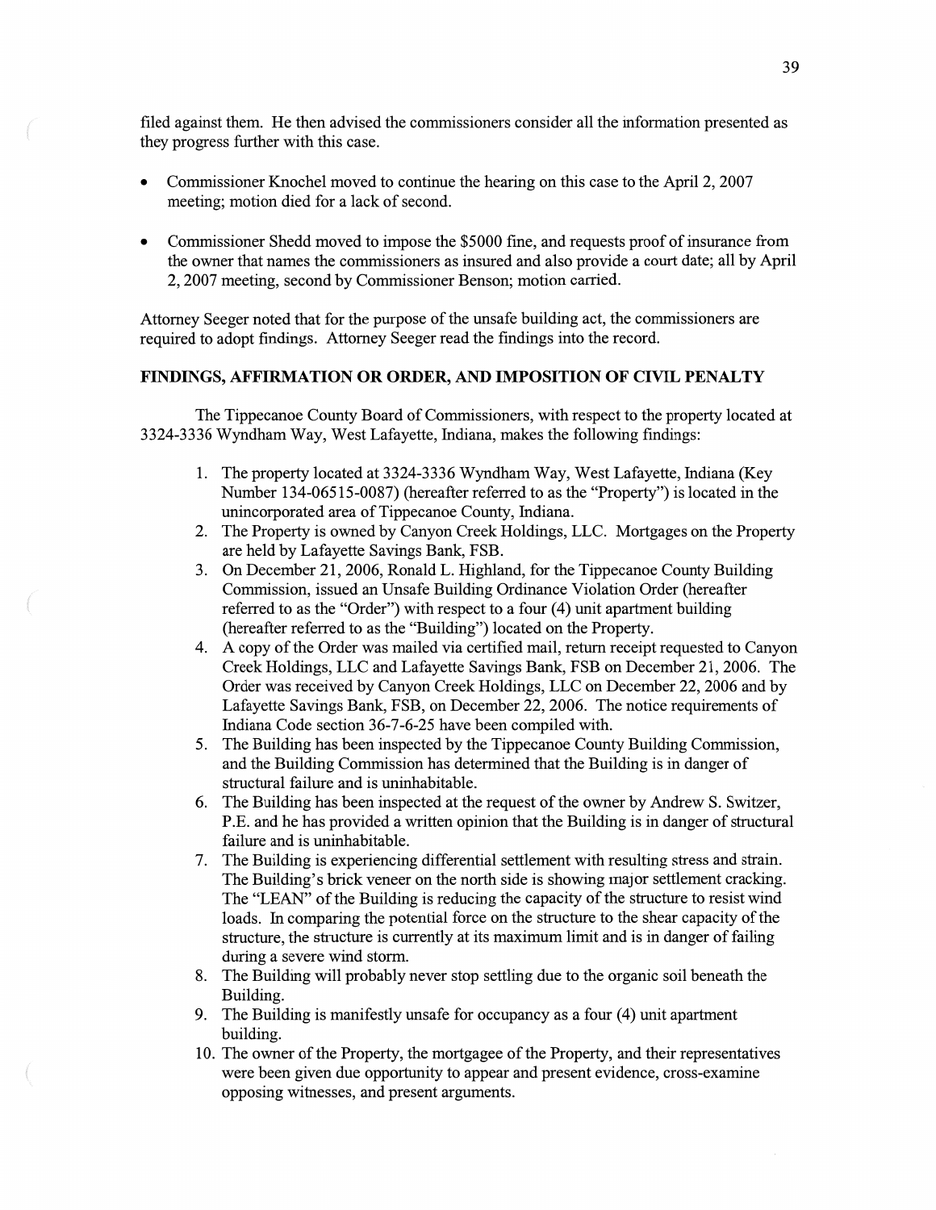filed against them. He then advised the commissioners consider all the information presented as they progress further with this case.

- Commissioner Knochel moved to continue the hearing on this case to the April 2, 2007 meeting; motion died for a lack of second.

- Commissioner Shedd moved to impose the $5000 fine, and requests proof of insurance from the owner that names the commissioners as insured and also provide a court date; all by April 2, 2007 meeting, second by Commissioner Benson; motion carried.

Attorney Seeger noted that for the purpose of the unsafe building act, the commissioners are required to adopt findings. Attorney Seeger read the findings into the record.

**FINDINGS, AFFIRMATION OR ORDER, AND IMPOSITION OF CIVIL PENALTY**

The Tippecanoe County Board of Commissioners, with respect to the property located at 3324-3336 Wyndham Way, West Lafayette, Indiana, makes the following findings:

1. The property located at 3324-3336 Wyndham Way, West Lafayette, Indiana (Key Number 134-06515-0087) (hereafter referred to as the "Property") is located in the unincorporated area of Tippecanoe County, Indiana.
2. The Property is owned by Canyon Creek Holdings, LLC. Mortgages on the Property are held by Lafayette Savings Bank, FSB.
3. On December 21, 2006, Ronald L. Highland, for the Tippecanoe County Building Commission, issued an Unsafe Building Ordinance Violation Order (hereafter referred to as the "Order") with respect to a four (4) unit apartment building (hereafter referred to as the "Building") located on the Property.
4. A copy of the Order was mailed via certified mail, return receipt requested to Canyon Creek Holdings, LLC and Lafayette Savings Bank, FSB on December 21, 2006. The Order was received by Canyon Creek Holdings, LLC on December 22, 2006 and by Lafayette Savings Bank, FSB, on December 22, 2006. The notice requirements of Indiana Code section 36-7-6-25 have been compiled with.
5. The Building has been inspected by the Tippecanoe County Building Commission, and the Building Commission has determined that the Building is in danger of structural failure and is uninhabitable.
6. The Building has been inspected at the request of the owner by Andrew S. Switzer, P.E. and he has provided a written opinion that the Building is in danger of structural failure and is uninhabitable.
7. The Building is experiencing differential settlement with resulting stress and strain. The Building's brick veneer on the north side is showing major settlement cracking. The "LEAN" of the Building is reducing the capacity of the structure to resist wind loads. In comparing the potential force on the structure to the shear capacity of the structure, the structure is currently at its maximum limit and is in danger of failing during a severe wind storm.
8. The Building will probably never stop settling due to the organic soil beneath the Building.
9. The Building is manifestly unsafe for occupancy as a four (4) unit apartment building.
10. The owner of the Property, the mortgagee of the Property, and their representatives were been given due opportunity to appear and present evidence, cross-examine opposing witnesses, and present arguments.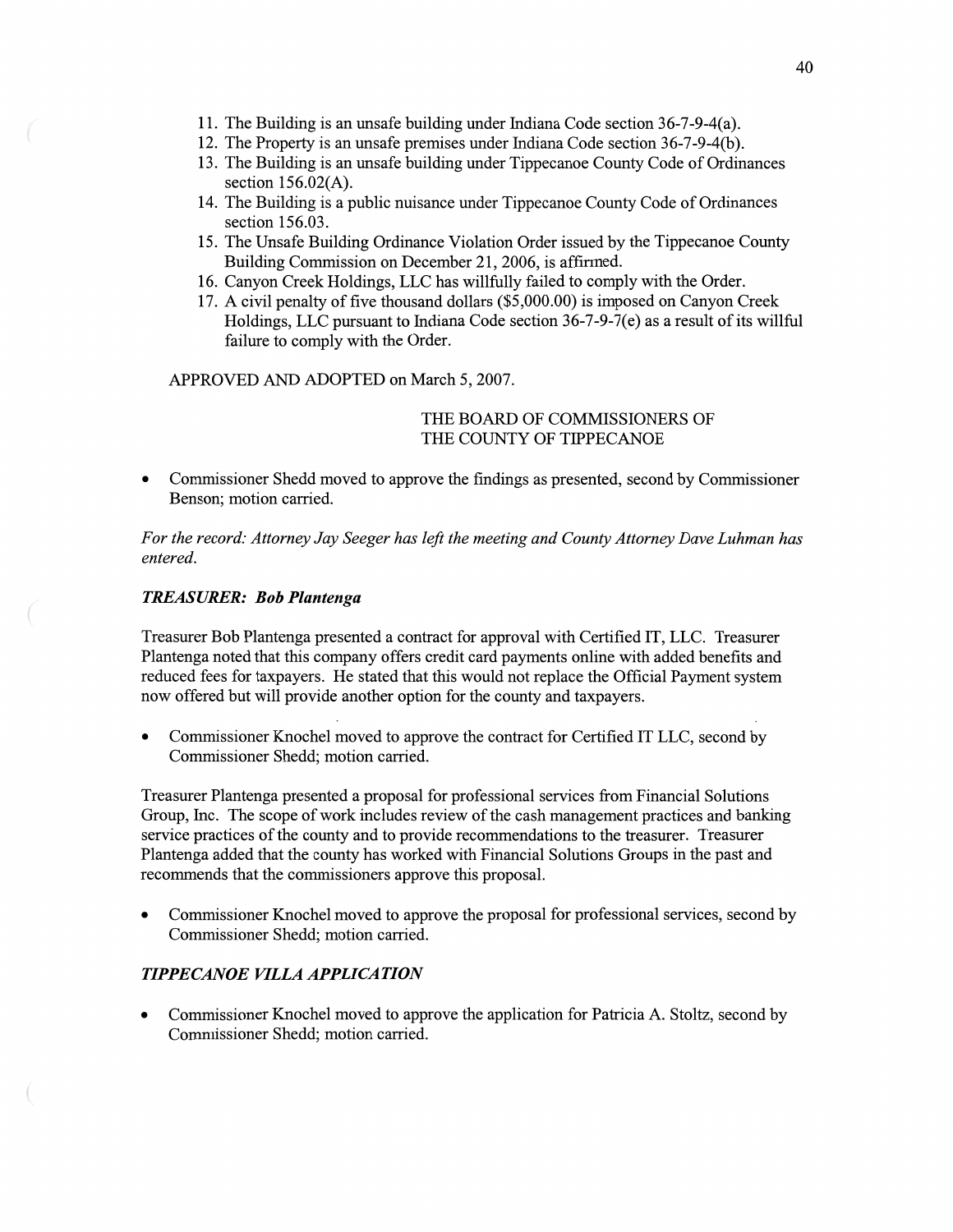11. The Building is an unsafe building under Indiana Code section 36-7-9-4(a).
12. The Property is an unsafe premises under Indiana Code section 36-7-9-4(b).
13. The Building is an unsafe building under Tippecanoe County Code of Ordinances section 156.02(A).
14. The Building is a public nuisance under Tippecanoe County Code of Ordinances section 156.03.
15. The Unsafe Building Ordinance Violation Order issued by the Tippecanoe County Building Commission on December 21, 2006, is affirmed.
16. Canyon Creek Holdings, LLC has willfully failed to comply with the Order.
17. A civil penalty of five thousand dollars ($5,000.00) is imposed on Canyon Creek Holdings, LLC pursuant to Indiana Code section 36-7-9-7(e) as a result of its willful failure to comply with the Order.

APPROVED AND ADOPTED on March 5, 2007.

THE BOARD OF COMMISSIONERS OF
THE COUNTY OF TIPPECANOE

- Commissioner Shedd moved to approve the findings as presented, second by Commissioner Benson; motion carried.

*For the record: Attorney Jay Seeger has left the meeting and County Attorney Dave Luhman has entered.*

### *TREASURER: Bob Plantenga*

Treasurer Bob Plantenga presented a contract for approval with Certified IT, LLC. Treasurer Plantenga noted that this company offers credit card payments online with added benefits and reduced fees for taxpayers. He stated that this would not replace the Official Payment system now offered but will provide another option for the county and taxpayers.

- Commissioner Knochel moved to approve the contract for Certified IT LLC, second by Commissioner Shedd; motion carried.

Treasurer Plantenga presented a proposal for professional services from Financial Solutions Group, Inc. The scope of work includes review of the cash management practices and banking service practices of the county and to provide recommendations to the treasurer. Treasurer Plantenga added that the county has worked with Financial Solutions Groups in the past and recommends that the commissioners approve this proposal.

- Commissioner Knochel moved to approve the proposal for professional services, second by Commissioner Shedd; motion carried.

### *TIPPECANOE VILLA APPLICATION*

- Commissioner Knochel moved to approve the application for Patricia A. Stoltz, second by Commissioner Shedd; motion carried.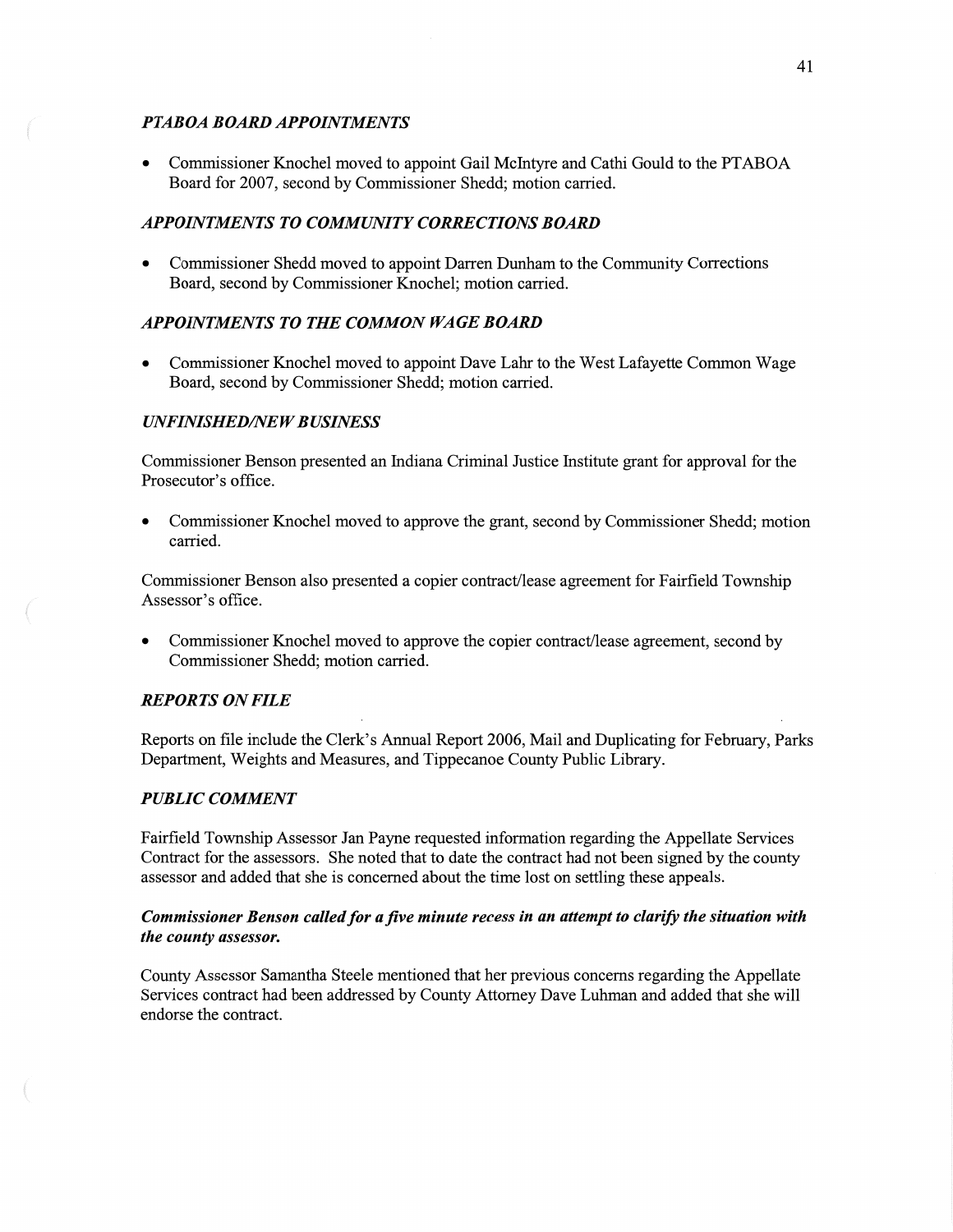### *PTABOA BOARD APPOINTMENTS*

- Commissioner Knochel moved to appoint Gail McIntyre and Cathi Gould to the PTABOA Board for 2007, second by Commissioner Shedd; motion carried.

### *APPOINTMENTS TO COMMUNITY CORRECTIONS BOARD*

- Commissioner Shedd moved to appoint Darren Dunham to the Community Corrections Board, second by Commissioner Knochel; motion carried.

### *APPOINTMENTS TO THE COMMON WAGE BOARD*

- Commissioner Knochel moved to appoint Dave Lahr to the West Lafayette Common Wage Board, second by Commissioner Shedd; motion carried.

### *UNFINISHED/NEW BUSINESS*

Commissioner Benson presented an Indiana Criminal Justice Institute grant for approval for the Prosecutor's office.

- Commissioner Knochel moved to approve the grant, second by Commissioner Shedd; motion carried.

Commissioner Benson also presented a copier contract/lease agreement for Fairfield Township Assessor's office.

- Commissioner Knochel moved to approve the copier contract/lease agreement, second by Commissioner Shedd; motion carried.

### *REPORTS ON FILE*

Reports on file include the Clerk's Annual Report 2006, Mail and Duplicating for February, Parks Department, Weights and Measures, and Tippecanoe County Public Library.

### *PUBLIC COMMENT*

Fairfield Township Assessor Jan Payne requested information regarding the Appellate Services Contract for the assessors. She noted that to date the contract had not been signed by the county assessor and added that she is concerned about the time lost on settling these appeals.

***Commissioner Benson called for a five minute recess in an attempt to clarify the situation with the county assessor.***

County Assessor Samantha Steele mentioned that her previous concerns regarding the Appellate Services contract had been addressed by County Attorney Dave Luhman and added that she will endorse the contract.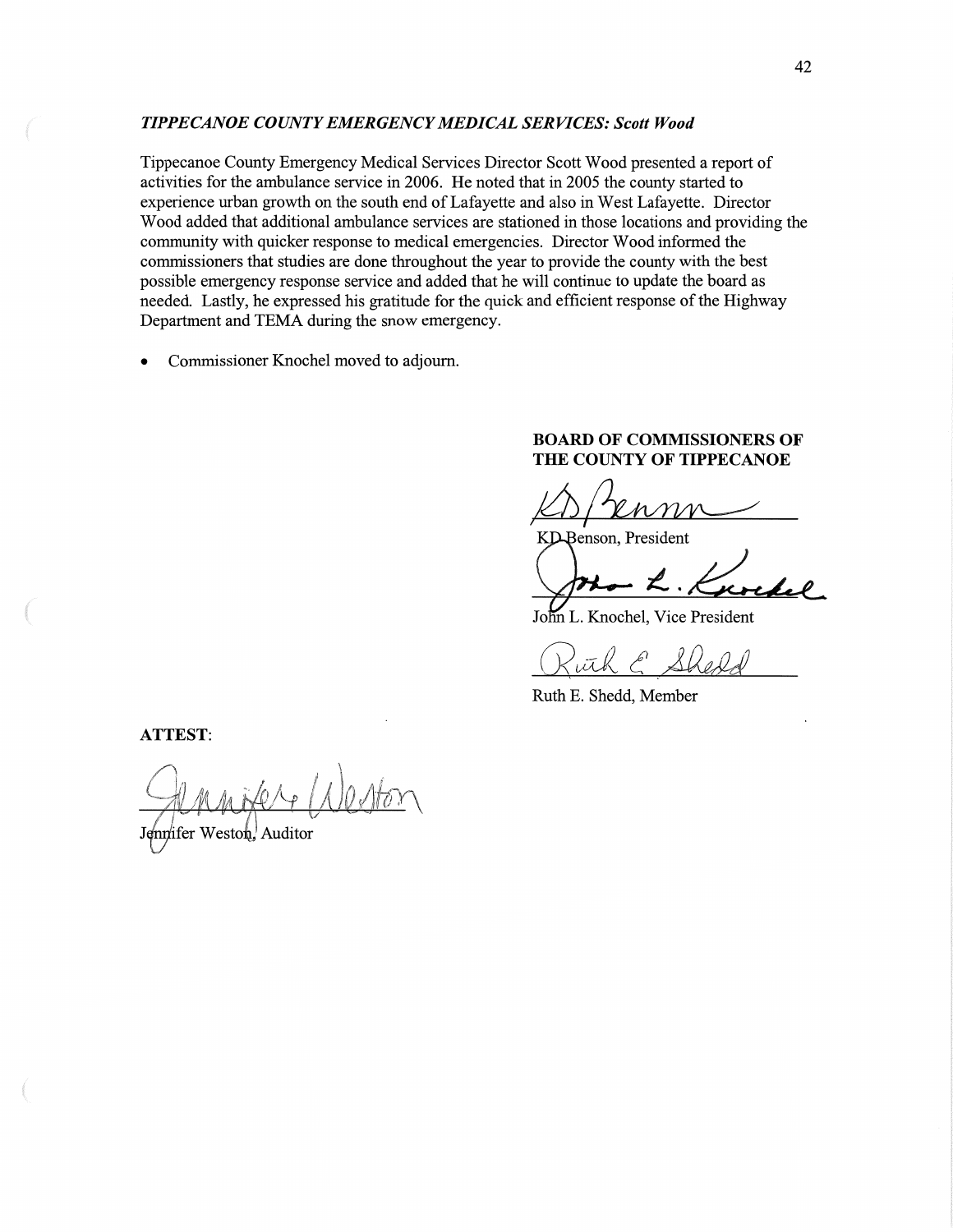### *TIPPECANOE COUNTY EMERGENCY MEDICAL SERVICES: Scott Wood*

Tippecanoe County Emergency Medical Services Director Scott Wood presented a report of activities for the ambulance service in 2006. He noted that in 2005 the county started to experience urban growth on the south end of Lafayette and also in West Lafayette. Director Wood added that additional ambulance services are stationed in those locations and providing the community with quicker response to medical emergencies. Director Wood informed the commissioners that studies are done throughout the year to provide the county with the best possible emergency response service and added that he will continue to update the board as needed. Lastly, he expressed his gratitude for the quick and efficient response of the Highway Department and TEMA during the snow emergency.

- Commissioner Knochel moved to adjourn.

**BOARD OF COMMISSIONERS OF THE COUNTY OF TIPPECANOE**

KD Benson, President

John L. Knochel, Vice President

Ruth E. Shedd, Member

**ATTEST:**

Jennifer Weston, Auditor